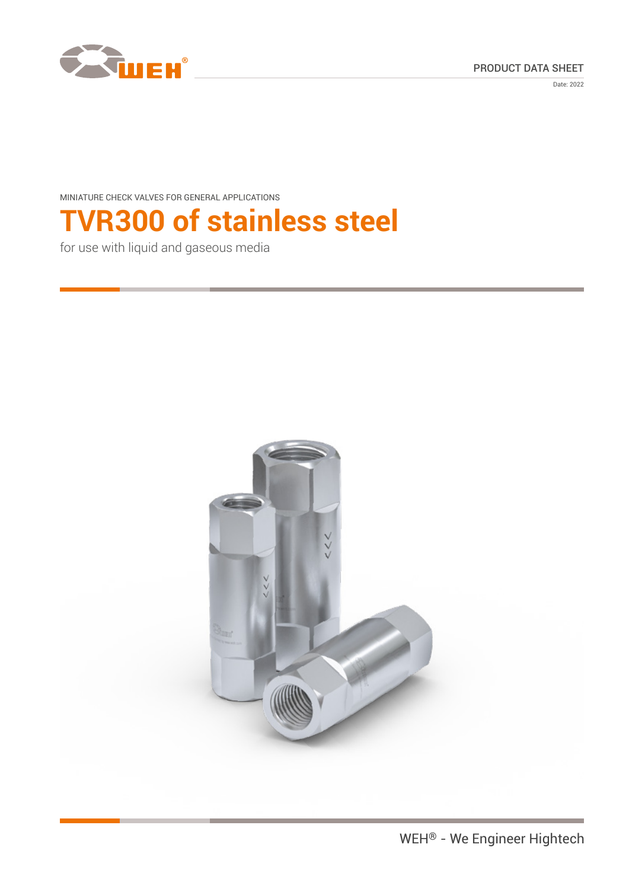PRODUCT DATA SHEET

Date: 2022

MINIATURE CHECK VALVES FOR GENERAL APPLICATIONS

# TVR300 of stainless steel

for use with liquid and gaseous media

WEH® - We Engineer Hightech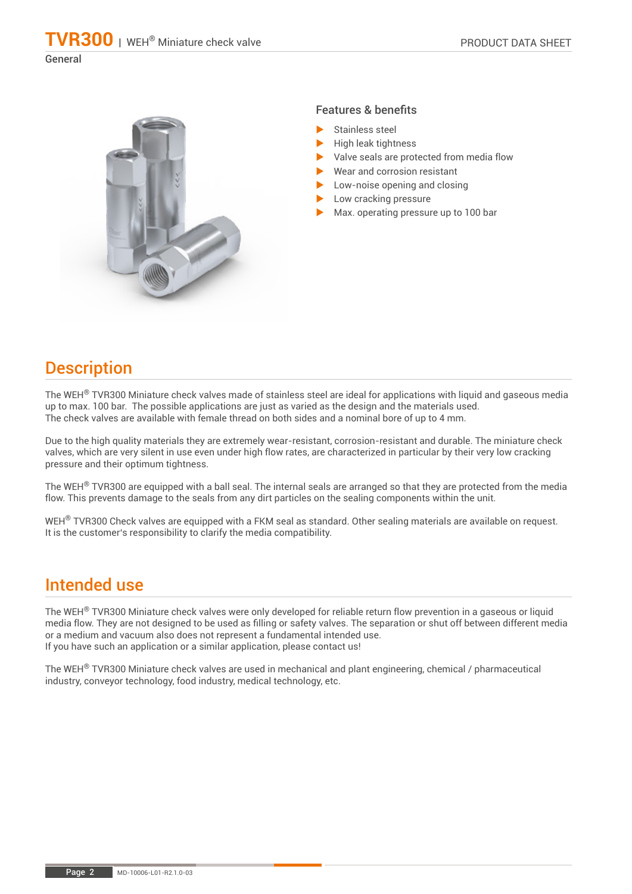General

## Features & benefits

- Stainless steel
- High leak tightness
- Valve seals are protected from media flow
- Wear and corrosion resistant
- Low-noise opening and closing
- Low cracking pressure
- Max. operating pressure up to 100 bar

## Description

The WEH® TVR300 Miniature check valves made of stainless steel are ideal for applications with liquid and gaseous media up to max. 100 bar. The possible applications are just as varied as the design and the materials used.
The check valves are available with female thread on both sides and a nominal bore of up to 4 mm.

Due to the high quality materials they are extremely wear-resistant, corrosion-resistant and durable. The miniature check valves, which are very silent in use even under high flow rates, are characterized in particular by their very low cracking pressure and their optimum tightness.

The WEH® TVR300 are equipped with a ball seal. The internal seals are arranged so that they are protected from the media flow. This prevents damage to the seals from any dirt particles on the sealing components within the unit.

WEH® TVR300 Check valves are equipped with a FKM seal as standard. Other sealing materials are available on request. It is the customer's responsibility to clarify the media compatibility.

## Intended use

The WEH® TVR300 Miniature check valves were only developed for reliable return flow prevention in a gaseous or liquid media flow. They are not designed to be used as filling or safety valves. The separation or shut off between different media or a medium and vacuum also does not represent a fundamental intended use.
If you have such an application or a similar application, please contact us!

The WEH® TVR300 Miniature check valves are used in mechanical and plant engineering, chemical / pharmaceutical industry, conveyor technology, food industry, medical technology, etc.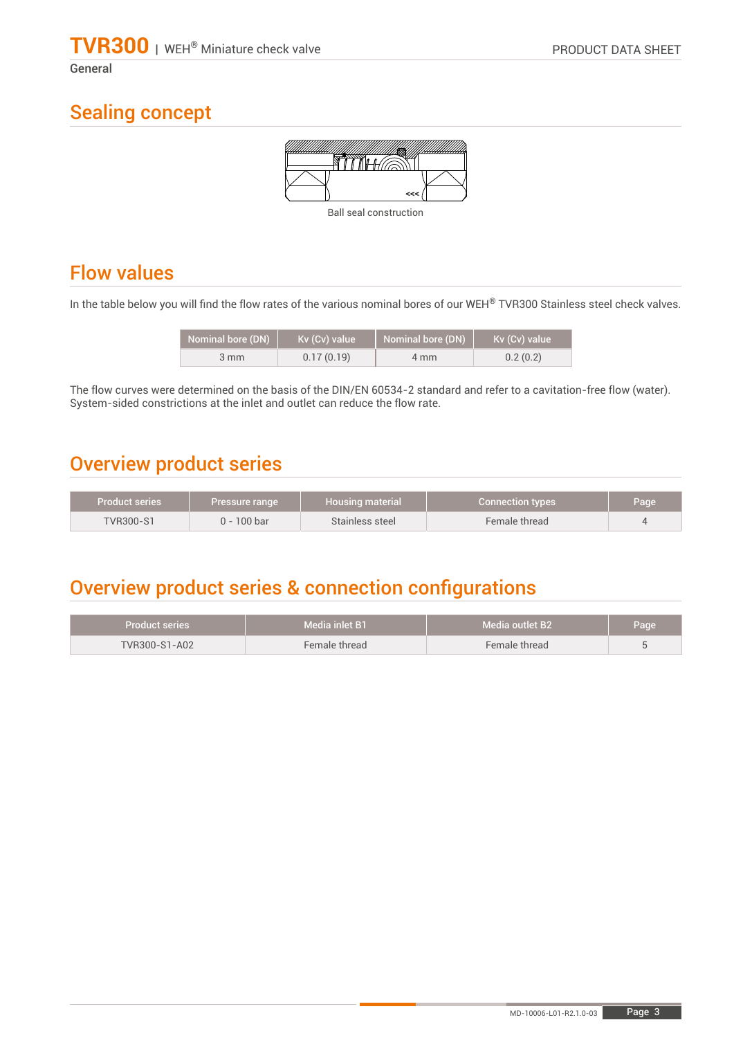General

## Sealing concept

Ball seal construction

## Flow values

In the table below you will find the flow rates of the various nominal bores of our WEH® TVR300 Stainless steel check valves.

| Nominal bore (DN) | Kv (Cv) value | Nominal bore (DN) | Kv (Cv) value |
|---|---|---|---|
| 3 mm | 0.17 (0.19) | 4 mm | 0.2 (0.2) |

The flow curves were determined on the basis of the DIN/EN 60534-2 standard and refer to a cavitation-free flow (water). System-sided constrictions at the inlet and outlet can reduce the flow rate.

## Overview product series

| Product series | Pressure range | Housing material | Connection types | Page |
|---|---|---|---|---|
| TVR300-S1 | 0 - 100 bar | Stainless steel | Female thread | 4 |

## Overview product series & connection configurations

| Product series | Media inlet B1 | Media outlet B2 | Page |
|---|---|---|---|
| TVR300-S1-A02 | Female thread | Female thread | 5 |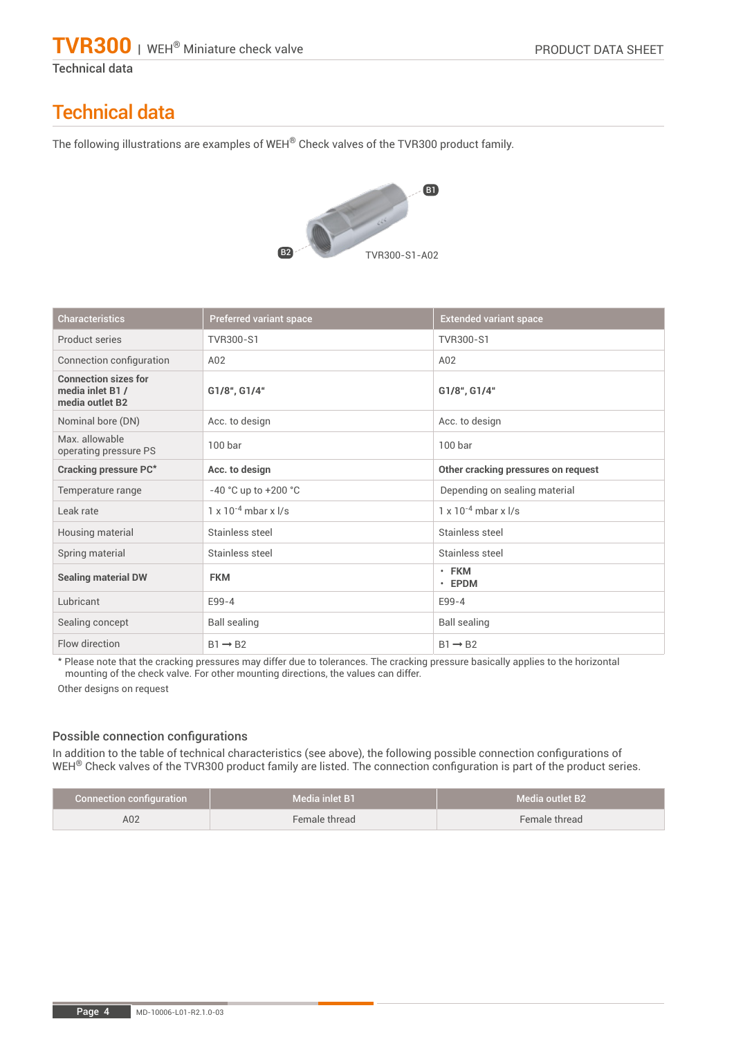# Technical data

The following illustrations are examples of WEH® Check valves of the TVR300 product family.

B1

B2

TVR300-S1-A02

| Characteristics | Preferred variant space | Extended variant space |
|---|---|---|
| Product series | TVR300-S1 | TVR300-S1 |
| Connection configuration | A02 | A02 |
| **Connection sizes for media inlet B1 / media outlet B2** | **G1/8", G1/4"** | **G1/8", G1/4"** |
| Nominal bore (DN) | Acc. to design | Acc. to design |
| Max. allowable operating pressure PS | 100 bar | 100 bar |
| **Cracking pressure PC*** | **Acc. to design** | **Other cracking pressures on request** |
| Temperature range | -40 °C up to +200 °C | Depending on sealing material |
| Leak rate | 1 x $10^{-4}$ mbar x l/s | 1 x $10^{-4}$ mbar x l/s |
| Housing material | Stainless steel | Stainless steel |
| Spring material | Stainless steel | Stainless steel |
| **Sealing material DW** | **FKM** | • **FKM** • **EPDM** |
| Lubricant | E99-4 | E99-4 |
| Sealing concept | Ball sealing | Ball sealing |
| Flow direction | B1 → B2 | B1 → B2 |

* Please note that the cracking pressures may differ due to tolerances. The cracking pressure basically applies to the horizontal mounting of the check valve. For other mounting directions, the values can differ.

Other designs on request

### Possible connection configurations

In addition to the table of technical characteristics (see above), the following possible connection configurations of WEH® Check valves of the TVR300 product family are listed. The connection configuration is part of the product series.

| Connection configuration | Media inlet B1 | Media outlet B2 |
|---|---|---|
| A02 | Female thread | Female thread |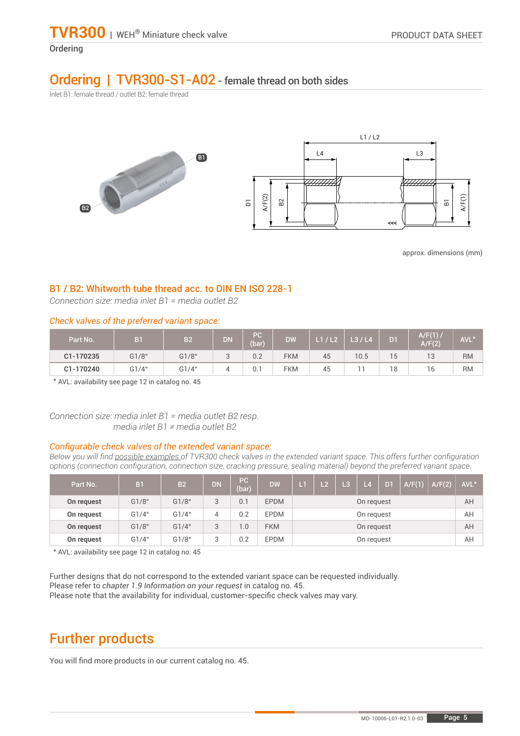## Ordering | TVR300-S1-A02 - female thread on both sides

Inlet B1: female thread / outlet B2: female thread

approx. dimensions (mm)

### B1 / B2: Whitworth tube thread acc. to DIN EN ISO 228-1

*Connection size: media inlet B1 = media outlet B2*

*Check valves of the preferred variant space:*

| Part No. | B1 | B2 | DN | PC (bar) | DW | L1 / L2 | L3 / L4 | D1 | A/F(1) / A/F(2) | AVL* |
|---|---|---|---|---|---|---|---|---|---|---|
| **C1-170235** | G1/8" | G1/8" | 3 | 0.2 | FKM | 45 | 10.5 | 15 | 13 | RM |
| **C1-170240** | G1/4" | G1/4" | 4 | 0.1 | FKM | 45 | 11 | 18 | 16 | RM |

\* AVL: availability see page 12 in catalog no. 45

*Connection size: media inlet B1 = media outlet B2 resp.*
*media inlet B1 ≠ media outlet B2*

*Configurable check valves of the extended variant space:*

*Below you will find possible examples of TVR300 check valves in the extended variant space. This offers further configuration options (connection configuration, connection size, cracking pressure, sealing material) beyond the preferred variant space.*

| Part No. | B1 | B2 | DN | PC (bar) | DW | L1 | L2 | L3 | L4 | D1 | A/F(1) | A/F(2) | AVL* |
|---|---|---|---|---|---|---|---|---|---|---|---|---|---|
| **On request** | G1/8" | G1/8" | 3 | 0.1 | EPDM | On request | | | | | | | AH |
| **On request** | G1/4" | G1/4" | 4 | 0.2 | EPDM | On request | | | | | | | AH |
| **On request** | G1/8" | G1/4" | 3 | 1.0 | FKM | On request | | | | | | | AH |
| **On request** | G1/4" | G1/8" | 3 | 0.2 | EPDM | On request | | | | | | | AH |

\* AVL: availability see page 12 in catalog no. 45

Further designs that do not correspond to the extended variant space can be requested individually.
Please refer to *chapter 1.9 Information on your request* in catalog no. 45.
Please note that the availability for individual, customer-specific check valves may vary.

## Further products

You will find more products in our current catalog no. 45.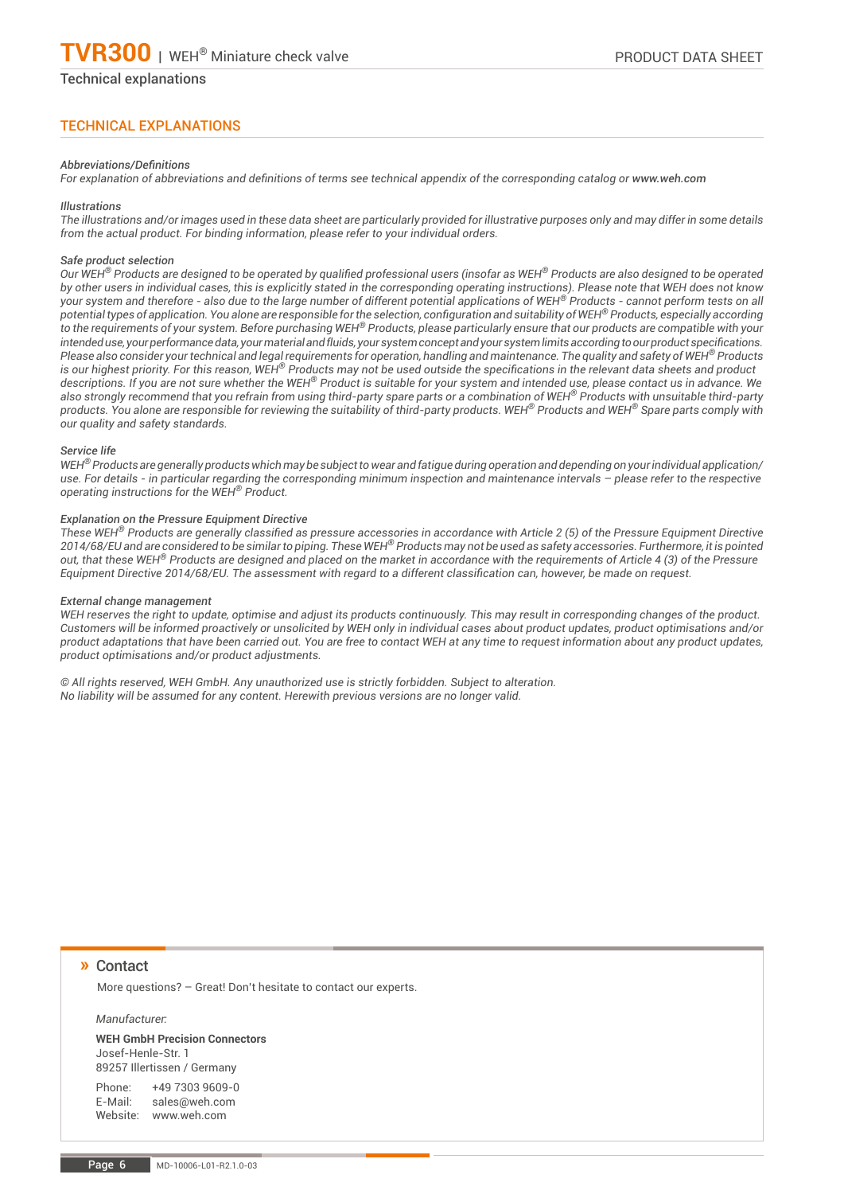## TECHNICAL EXPLANATIONS

*Abbreviations/Definitions*
*For explanation of abbreviations and definitions of terms see technical appendix of the corresponding catalog or www.weh.com*

*Illustrations*
*The illustrations and/or images used in these data sheet are particularly provided for illustrative purposes only and may differ in some details from the actual product. For binding information, please refer to your individual orders.*

*Safe product selection*
*Our WEH® Products are designed to be operated by qualified professional users (insofar as WEH® Products are also designed to be operated by other users in individual cases, this is explicitly stated in the corresponding operating instructions). Please note that WEH does not know your system and therefore - also due to the large number of different potential applications of WEH® Products - cannot perform tests on all potential types of application. You alone are responsible for the selection, configuration and suitability of WEH® Products, especially according to the requirements of your system. Before purchasing WEH® Products, please particularly ensure that our products are compatible with your intended use, your performance data, your material and fluids, your system concept and your system limits according to our product specifications. Please also consider your technical and legal requirements for operation, handling and maintenance. The quality and safety of WEH® Products is our highest priority. For this reason, WEH® Products may not be used outside the specifications in the relevant data sheets and product descriptions. If you are not sure whether the WEH® Product is suitable for your system and intended use, please contact us in advance. We also strongly recommend that you refrain from using third-party spare parts or a combination of WEH® Products with unsuitable third-party products. You alone are responsible for reviewing the suitability of third-party products. WEH® Products and WEH® Spare parts comply with our quality and safety standards.*

*Service life*
*WEH® Products are generally products which may be subject to wear and fatigue during operation and depending on your individual application/use. For details - in particular regarding the corresponding minimum inspection and maintenance intervals – please refer to the respective operating instructions for the WEH® Product.*

*Explanation on the Pressure Equipment Directive*
*These WEH® Products are generally classified as pressure accessories in accordance with Article 2 (5) of the Pressure Equipment Directive 2014/68/EU and are considered to be similar to piping. These WEH® Products may not be used as safety accessories. Furthermore, it is pointed out, that these WEH® Products are designed and placed on the market in accordance with the requirements of Article 4 (3) of the Pressure Equipment Directive 2014/68/EU. The assessment with regard to a different classification can, however, be made on request.*

*External change management*
*WEH reserves the right to update, optimise and adjust its products continuously. This may result in corresponding changes of the product. Customers will be informed proactively or unsolicited by WEH only in individual cases about product updates, product optimisations and/or product adaptations that have been carried out. You are free to contact WEH at any time to request information about any product updates, product optimisations and/or product adjustments.*

*© All rights reserved, WEH GmbH. Any unauthorized use is strictly forbidden. Subject to alteration.*
*No liability will be assumed for any content. Herewith previous versions are no longer valid.*

## » Contact

More questions? – Great! Don't hesitate to contact our experts.

*Manufacturer:*

**WEH GmbH Precision Connectors**
Josef-Henle-Str. 1
89257 Illertissen / Germany

Phone: +49 7303 9609-0
E-Mail: sales@weh.com
Website: www.weh.com

MD-10006-L01-R2.1.0-03